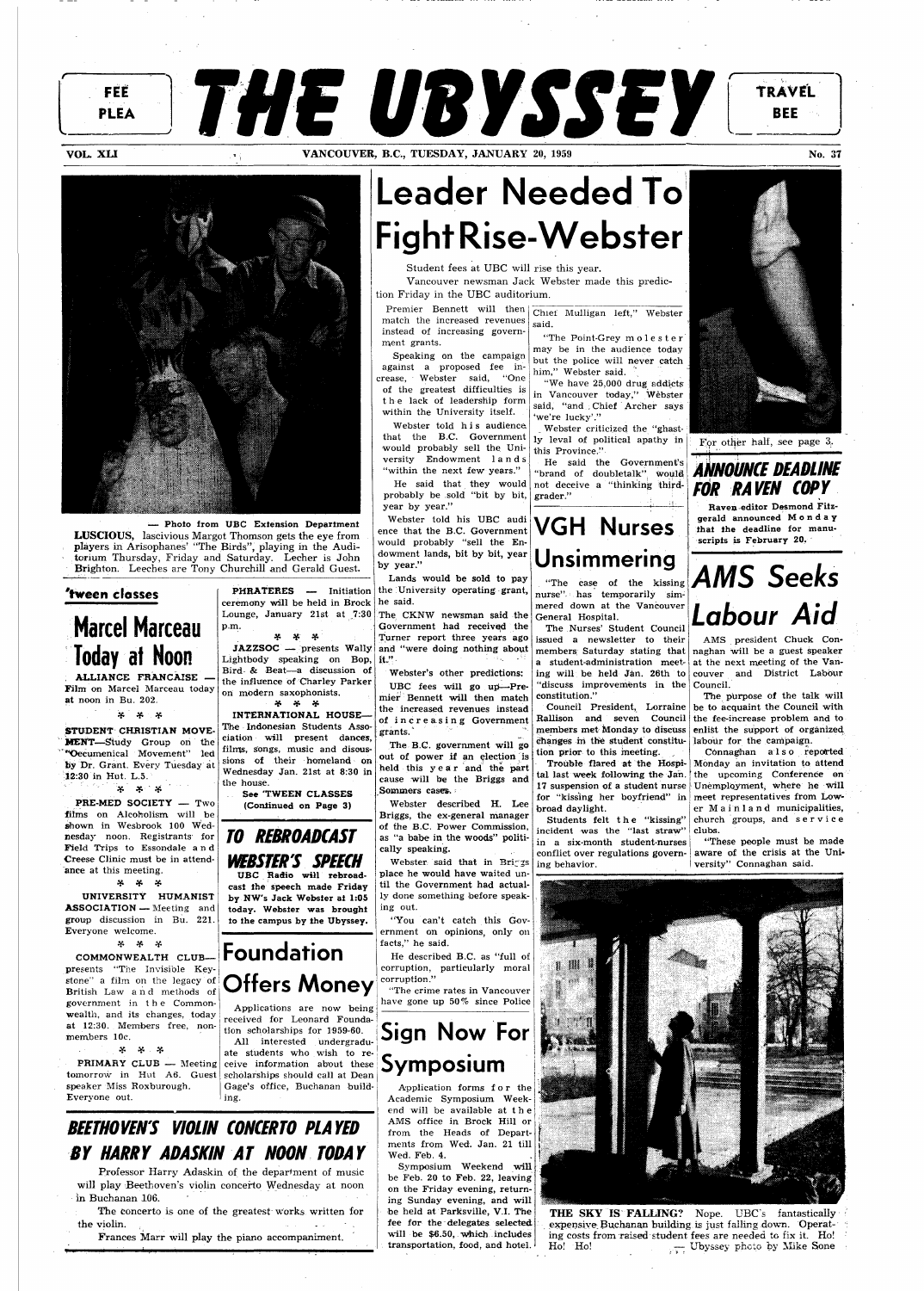FEE PLEA

# THE UBYSSEY

TRAVEL BEE

VOL. XLI — VANCOUVER, B.C., TUESDAY, JANUARY 20, 1959 — No. 37

— Photo from UBC Extension Department

**LUSCIOUS**, lascivious Margot Thomson gets the eye from players in Arisophanes' "The Birds", playing in the Auditorium Thursday, Friday and Saturday. Lecher is John Brighton. Leeches are Tony Churchill and Gerald Guest.

# Leader Needed To Fight Rise-Webster

Student fees at UBC will rise this year.

Vancouver newsman Jack Webster made this prediction Friday in the UBC auditorium.

Premier Bennett will then match the increased revenues instead of increasing government grants.

Speaking on the campaign against a proposed fee increase, Webster said, "One of the greatest difficulties is the lack of leadership form within the University itself.

Webster told his audience that the B.C. Government would probably sell the University Endowment lands "within the next few years."

He said that they would probably be sold "bit by bit, year by year."

Webster told his UBC audience that the B.C. Government would probably "sell the Endowment lands, bit by bit, year by year."

Lands would be sold to pay the University operating grant, he said.

The CKNW newsman said the Government had received the Turner report three years ago and "were doing nothing about it."

Webster's other predictions:

UBC fees will go up—Premier Bennett will then match the increased revenues instead of increasing Government grants.

The B.C. government will go out of power if an election is held this year and the part cause will be the Briggs and Sommers cases.

Webster described H. Lee Briggs, the ex-general manager of the B.C. Power Commission, as "a babe in the woods" politically speaking.

Webster said that in Briggs place he would have waited until the Government had actually done something before speaking out.

"You can't catch this Government on opinions, only on facts," he said.

He described B.C. as "full of corruption, particularly moral corruption."

"The crime rates in Vancouver have gone up 50% since Police Chief Mulligan left," Webster said.

"The Point-Grey molester may be in the audience today but the police will never catch him," Webster said.

"We have 25,000 drug addicts in Vancouver today," Webster said, "and Chief Archer says 'we're lucky'."

Webster criticized the "ghastly level of political apathy in this Province."

He said the Government's "brand of doubletalk" would not deceive a "thinking third-grader."

For other half, see page 3.

## ANNOUNCE DEADLINE FOR RAVEN COPY

Raven editor Desmond Fitzgerald announced Monday that the deadline for manuscripts is February 20.

## 'tween classes

# Marcel Marceau Today at Noon

**ALLIANCE FRANCAISE** — Film on Marcel Marceau today at noon in Bu. 202.

\* \* \*

**STUDENT CHRISTIAN MOVEMENT**—Study Group on the "Oecumenical Movement" led by Dr. Grant. Every Tuesday at 12:30 in Hut. L.5.

\* \* \*

**PRE-MED SOCIETY** — Two films on Alcoholism will be shown in Wesbrook 100 Wednesday noon. Registrants for Field Trips to Essondale and Creese Clinic must be in attendance at this meeting.

\* \* \*

**UNIVERSITY HUMANIST ASSOCIATION** — Meeting and group discussion in Bu. 221. Everyone welcome.

\* \* \*

**COMMONWEALTH CLUB**—presents "The Invisible Keystone" a film on the legacy of British Law and methods of government in the Commonwealth, and its changes, today at 12:30. Members free, non-members 10c.

\* \* \*

**PRIMARY CLUB** — Meeting tomorrow in Hut A6. Guest speaker Miss Roxburough. Everyone out.

**PHRATERES** — Initiation ceremony will be held in Brock Lounge, January 21st at 7:30 p.m.

\* \* \*

**JAZZSOC** — presents Wally Lightbody speaking on Bop, Bird & Beat—a discussion of the influence of Charley Parker on modern saxophonists.

\* \* \*

**INTERNATIONAL HOUSE**—The Indonesian Students Association will present dances, films, songs, music and discussions of their homeland on Wednesday Jan. 21st at 8:30 in the house.

**See 'TWEEN CLASSES (Continued on Page 3)**

## TO REBROADCAST WEBSTER'S SPEECH

**UBC Radio will rebroadcast the speech made Friday by NW's Jack Webster at 1:05 today. Webster was brought to the campus by the Ubyssey.**

# Foundation Offers Money

Applications are now being received for Leonard Foundation scholarships for 1959-60.

All interested undergraduate students who wish to receive information about these scholarships should call at Dean Gage's office, Buchanan building.

# VGH Nurses Unsimmering

"The case of the kissing nurse" has temporarily simmered down at the Vancouver General Hospital.

The Nurses' Student Council issued a newsletter to their members Saturday stating that a student-administration meeting will be held Jan. 26th to "discuss improvements in the constitution."

Council President, Lorraine Rallison and seven Council members met Monday to discuss changes in the student constitution prior to this meeting.

Trouble flared at the Hospital last week following the Jan. 17 suspension of a student nurse for "kissing her boyfriend" in broad daylight.

Students felt the "kissing" incident was the "last straw" in a six-month student-nurses conflict over regulations governing behavior.

# Sign Now For Symposium

Application forms for the Academic Symposium Weekend will be available at the AMS office in Brock Hill or from the Heads of Departments from Wed. Jan. 21 till Wed. Feb. 4.

Symposium Weekend will be Feb. 20 to Feb. 22, leaving on the Friday evening, returning Sunday evening, and will be held at Parksville, V.I. The fee for the delegates selected will be $6.50, which includes transportation, food, and hotel.

# AMS Seeks Labour Aid

AMS president Chuck Connaghan will be a guest speaker at the next meeting of the Vancouver and District Labour Council.

The purpose of the talk will be to acquaint the Council with the fee-increase problem and to enlist the support of organized labour for the campaign.

Connaghan also reported Monday an invitation to attend the upcoming Conference on Unemployment, where he will meet representatives from Lower Mainland municipalities, church groups, and service clubs.

"These people must be made aware of the crisis at the University" Connaghan said.

**THE SKY IS FALLING?** Nope. UBC's fantastically expensive Buchanan building is just falling down. Operating costs from raised student fees are needed to fix it. Ho! Ho! Ho! — Ubyssey photo by Mike Sone

## BEETHOVEN'S VIOLIN CONCERTO PLAYED BY HARRY ADASKIN AT NOON TODAY

Professor Harry Adaskin of the department of music will play Beethoven's violin concerto Wednesday at noon in Buchanan 106.

The concerto is one of the greatest works written for the violin.

Frances Marr will play the piano accompaniment.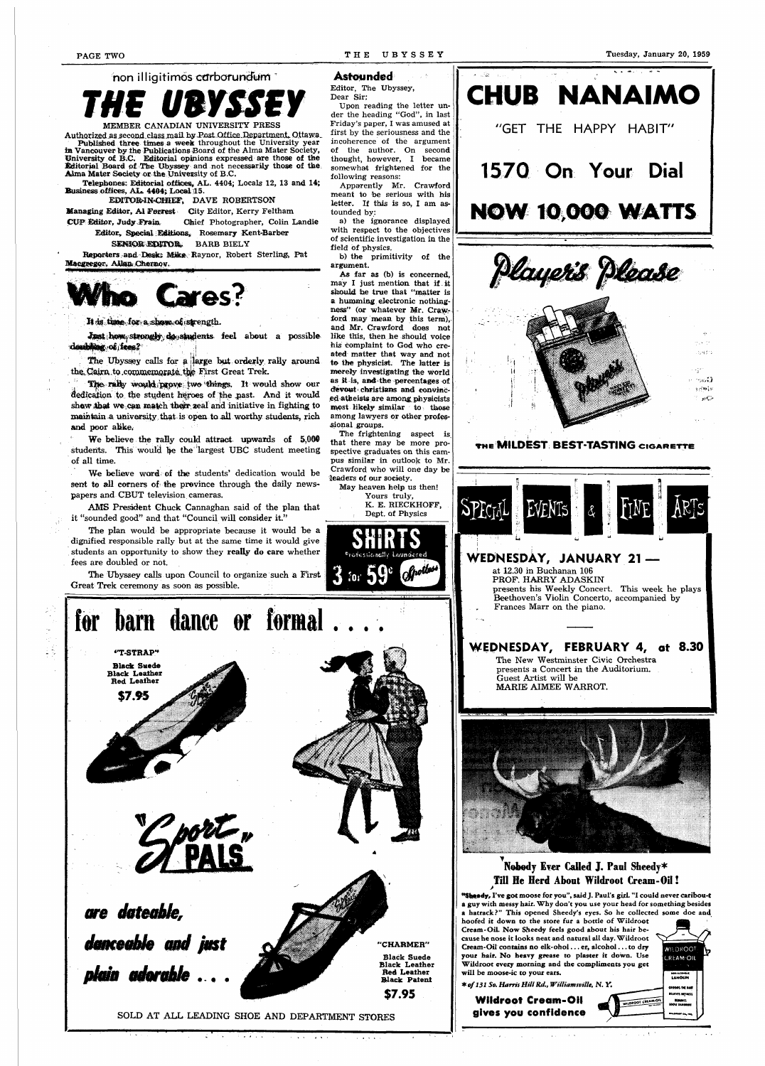non illigitimos carborundum

# THE UBYSSEY

MEMBER CANADIAN UNIVERSITY PRESS

Authorized as second class mail by Post Office Department, Ottawa.

Published three times a week throughout the University year in Vancouver by the Publications Board of the Alma Mater Society, University of B.C. Editorial opinions expressed are those of the Editorial Board of The Ubyssey and not necessarily those of the Alma Mater Society or the University of B.C.

Telephones: Editorial offices, AL. 4404; Locals 12, 13 and 14; Business offices, AL. 4404; Local 15.

EDITOR-IN-CHIEF, DAVE ROBERTSON

Managing Editor, Al Forrest City Editor, Kerry Feltham

CUP Editor, Judy Frain Chief Photographer, Colin Landie

Editor, Special Editions, Rosemary Kent-Barber

SENIOR EDITOR, BARB BIELY

Reporters and Desk: Mike Raynor, Robert Sterling, Pat Macgregor, Allan Chernov.

## Who Cares?

It is time for a show of strength.

Just how strongly do students feel about a possible doubling of fees?

The Ubyssey calls for a large but orderly rally around the Cairn to commemorate the First Great Trek.

The rally would prove two things. It would show our dedication to the student heroes of the past. And it would show that we can match their zeal and initiative in fighting to maintain a university that is open to all worthy students, rich and poor alike.

We believe the rally could attract upwards of 5,000 students. This would be the largest UBC student meeting of all time.

We believe word of the students' dedication would be sent to all corners of the province through the daily newspapers and CBUT television cameras.

AMS President Chuck Cannaghan said of the plan that it "sounded good" and that "Council will consider it."

The plan would be appropriate because it would be a dignified responsible rally but at the same time it would give students an opportunity to show they **really do care** whether fees are doubled or not.

The Ubyssey calls upon Council to organize such a First Great Trek ceremony as soon as possible.

## Astounded

Editor, The Ubyssey,
Dear Sir:

Upon reading the letter under the heading "God", in last Friday's paper, I was amused at first by the seriousness and the incoherence of the argument of the author. On second thought, however, I became somewhat frightened for the following reasons:

Apparently Mr. Crawford meant to be serious with his letter. If this is so, I am astounded by:

a) the ignorance displayed with respect to the objectives of scientific investigation in the field of physics.

b) the primitivity of the argument.

As far as (b) is concerned, may I just mention that if it should be true that "matter is a humming electronic nothingness" (or whatever Mr. Crawford may mean by this term), and Mr. Crawford does not like this, then he should voice his complaint to God who created matter that way and not to the physicist. The latter is merely investigating the world as it is, and the percentages of devout christians and convinced atheists are among physicists most likely similar to those among lawyers or other professional groups.

The frightening aspect is that there may be more prospective graduates on this campus similar in outlook to Mr. Crawford who will one day be leaders of our society.

May heaven help us then!

Yours truly,
K. E. RIECKHOFF,
Dept. of Physics

**SHIRTS**
Professionally Laundered
3 for 59c

# CHUB NANAIMO

"GET THE HAPPY HABIT"

## 1570 On Your Dial

## NOW 10,000 WATTS

*Player's Please*

THE MILDEST BEST-TASTING CIGARETTE

## for barn dance or formal . . . .

"T-STRAP"
Black Suede
Black Leather
Red Leather
$7.95

"Sport Pals"

*are dateable, danceable and just plain adorable . . .*

"CHARMER"
Black Suede
Black Leather
Red Leather
Black Patent
$7.95

SOLD AT ALL LEADING SHOE AND DEPARTMENT STORES

## SPECIAL EVENTS & FINE ARTS

### WEDNESDAY, JANUARY 21 —

at 12.30 in Buchanan 106
PROF. HARRY ADASKIN
presents his Weekly Concert. This week he plays Beethoven's Violin Concerto, accompanied by Frances Marr on the piano.

### WEDNESDAY, FEBRUARY 4, at 8.30

The New Westminster Civic Orchestra presents a Concert in the Auditorium.
Guest Artist will be
MARIE AIMEE WARROT.

## Nobody Ever Called J. Paul Sheedy* Till He Herd About Wildroot Cream-Oil!

"Sheedy, I've got moose for you", said J. Paul's girl. "I could never caribou-t a guy with messy hair. Why don't you use your head for something besides a hatrack?" This opened Sheedy's eyes. So he collected some doe and hoofed it down to the store for a bottle of Wildroot Cream-Oil. Now Sheedy feels good about his hair because he nose it looks neat and natural all day. Wildroot Cream-Oil contains no elk-ohol . . . er, alcohol . . . to dry your hair. No heavy grease to plaster it down. Use Wildroot every morning and the compliments you get will be moose-ic to your ears.

\* of 131 So. Harris Hill Rd., Williamsville, N. Y.

**Wildroot Cream-Oil gives you confidence**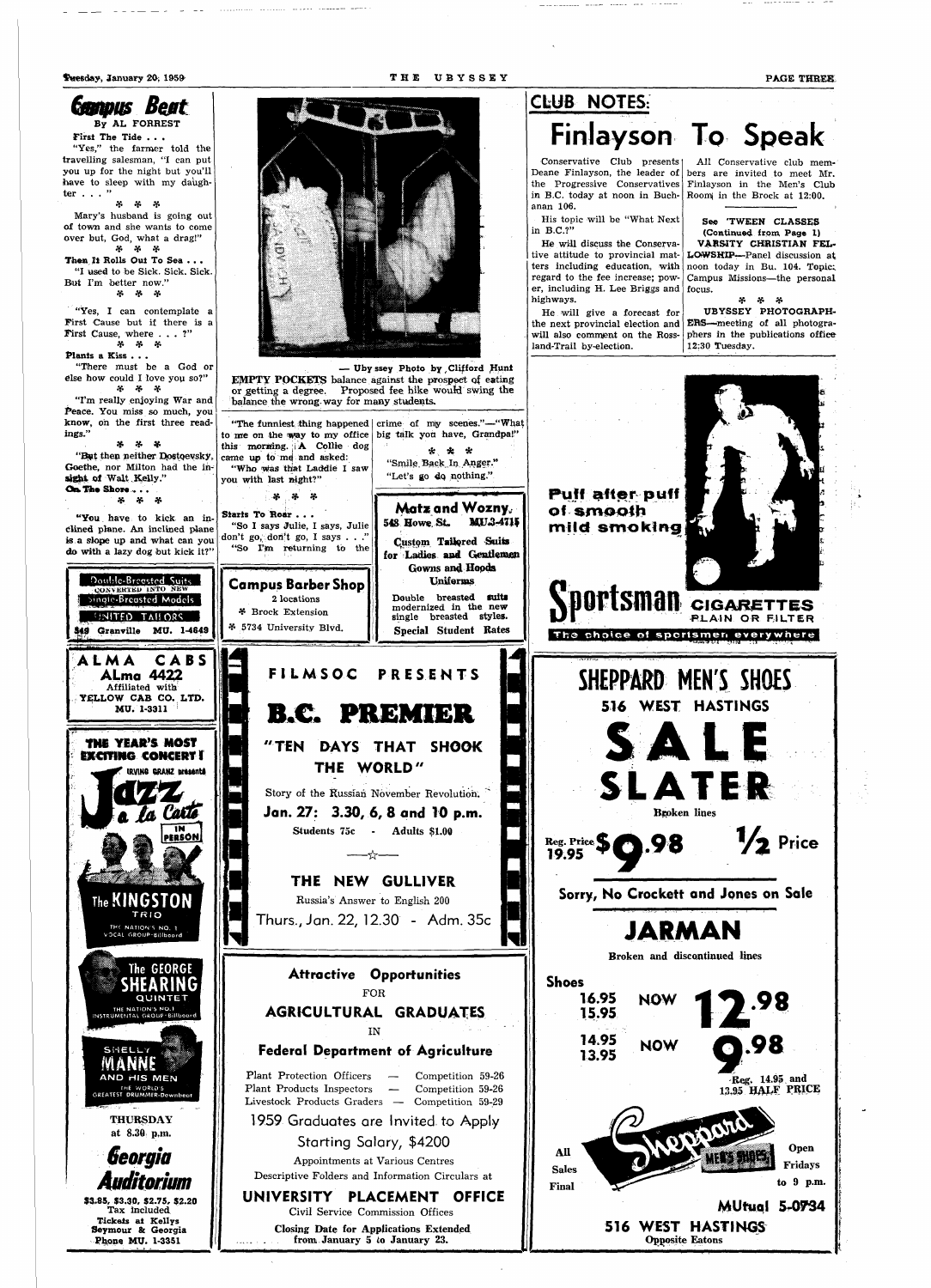# Campus Beat

By AL FORREST

**First The Tide . . .**

"Yes," the farmer told the travelling salesman, "I can put you up for the night but you'll have to sleep with my daughter . . ."

\* \* \*

Mary's husband is going out of town and she wants to come over but, God, what a drag!"

\* \* \*

**Then It Rolls Out To Sea . . .**

"I used to be Sick. Sick. Sick. But I'm better now."

\* \* \*

"Yes, I can contemplate a First Cause but if there is a First Cause, where . . . ?"

\* \* \*

**Plants a Kiss . . .**

"There must be a God or else how could I love you so?"

\* \* \*

"I'm really enjoying War and Peace. You miss so much, you know, on the first three readings."

\* \* \*

"But then neither Dostoevsky, Goethe, nor Milton had the insight of Walt Kelly."

**On The Shore . . .**

\* \* \*

"You have to kick an inclined plane. An inclined plane is a slope up and what can you do with a lazy dog but kick it?"

"The funniest thing happened to me on the way to my office this morning. A Collie dog came up to me and asked:

"Who was that Laddie I saw you with last night?"

\* \* \*

**Starts To Roar . . .**

"So I says Julie, I says, Julie don't go, don't go, I says . . ."

"So I'm returning to the crime of my scenes."—"What big talk you have, Grandpa!"

\* \* \*

"Smile Back In Anger."

"Let's go do nothing."

— Ubyssey Photo by Clifford Hunt

**EMPTY POCKETS** balance against the prospect of eating or getting a degree. Proposed fee hike would swing the balance the wrong way for many students.

## CLUB NOTES:

# Finlayson To Speak

Conservative Club presents Deane Finlayson, the leader of the Progressive Conservatives in B.C. today at noon in Buchanan 106.

His topic will be "What Next in B.C.?"

He will discuss the Conservative attitude to provincial matters including education, with regard to the fee increase; power, including H. Lee Briggs and highways.

He will give a forecast for the next provincial election and will also comment on the Ross-land-Trail by-election.

All Conservative club members are invited to meet Mr. Finlayson in the Men's Club Room in the Brock at 12:00.

**See 'TWEEN CLASSES**
**(Continued from Page 1)**

**VARSITY CHRISTIAN FELLOWSHIP**—Panel discussion at noon today in Bu. 104. Topic: Campus Missions—the personal focus.

\* \* \*

**UBYSSEY PHOTOGRAPHERS**—meeting of all photographers in the publications office 12:30 Tuesday.

---

Double-Breasted Suits CONVERTED INTO NEW Single-Breasted Models
UNITED TAILORS
549 Granville MU. 1-4649

---

**Campus Barber Shop**
2 locations
\* Brock Extension
\* 5734 University Blvd.

---

**Matz and Wozny**
548 Howe St. MU.3-4715
Custom Tailored Suits for Ladies and Gentlemen
Gowns and Hoods
Uniforms
Double breasted suits modernized in the new single breasted styles.
Special Student Rates

---

Puff after puff of smooth mild smoking

**Sportsman** CIGARETTES
PLAIN OR FILTER
The choice of sportsmen everywhere

---

**ALMA CABS**
ALma 4422
Affiliated with YELLOW CAB CO. LTD.
MU. 1-3311

---

THE YEAR'S MOST EXCITING CONCERT!
IRVING GRANZ presents
**Jazz a la Carte**
IN PERSON
The KINGSTON TRIO — THE NATION'S NO. 1 VOCAL GROUP—Billboard
The GEORGE SHEARING QUINTET — THE NATION'S NO. 1 INSTRUMENTAL GROUP—Billboard
SHELLY MANNE AND HIS MEN — THE WORLD'S GREATEST DRUMMER—Downbeat
THURSDAY at 8.30 p.m.
**Georgia Auditorium**
$3.85, $3.30, $2.75, $2.20 Tax included
Tickets at Kellys Seymour & Georgia
Phone MU. 1-3351

---

FILMSOC PRESENTS
**B.C. PREMIER**
"TEN DAYS THAT SHOOK THE WORLD"
Story of the Russian November Revolution.
Jan. 27: 3.30, 6, 8 and 10 p.m.
Students 75c - Adults $1.00

THE NEW GULLIVER
Russia's Answer to English 200
Thurs., Jan. 22, 12.30 - Adm. 35c

---

**Attractive Opportunities**
FOR
**AGRICULTURAL GRADUATES**
IN
**Federal Department of Agriculture**

Plant Protection Officers — Competition 59-26
Plant Products Inspectors — Competition 59-26
Livestock Products Graders — Competition 59-29

1959 Graduates are Invited to Apply
Starting Salary, $4200
Appointments at Various Centres
Descriptive Folders and Information Circulars at
**UNIVERSITY PLACEMENT OFFICE**
Civil Service Commission Offices
Closing Date for Applications Extended from January 5 to January 23.

---

**SHEPPARD MEN'S SHOES**
516 WEST HASTINGS
**SALE**
**SLATER**
Broken lines
Reg. Price 19.95 **$9.98** ½ Price

Sorry, No Crockett and Jones on Sale

**JARMAN**
Broken and discontinued lines

Shoes
16.95 / 15.95 NOW **12.98**
14.95 / 13.95 NOW **9.98**
Reg. 14.95 and 13.95 HALF PRICE

All Sales Final
Sheppard MEN'S SHOES
Open Fridays to 9 p.m.
MUtual 5-0734
516 WEST HASTINGS
Opposite Eatons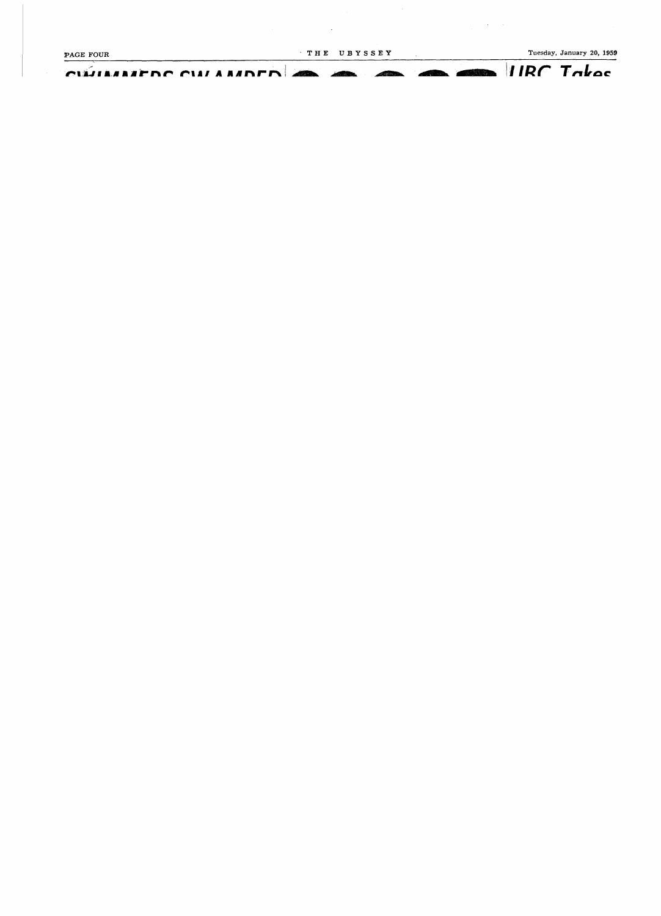# SWIMMERS SWAMPED

# UBC Takes